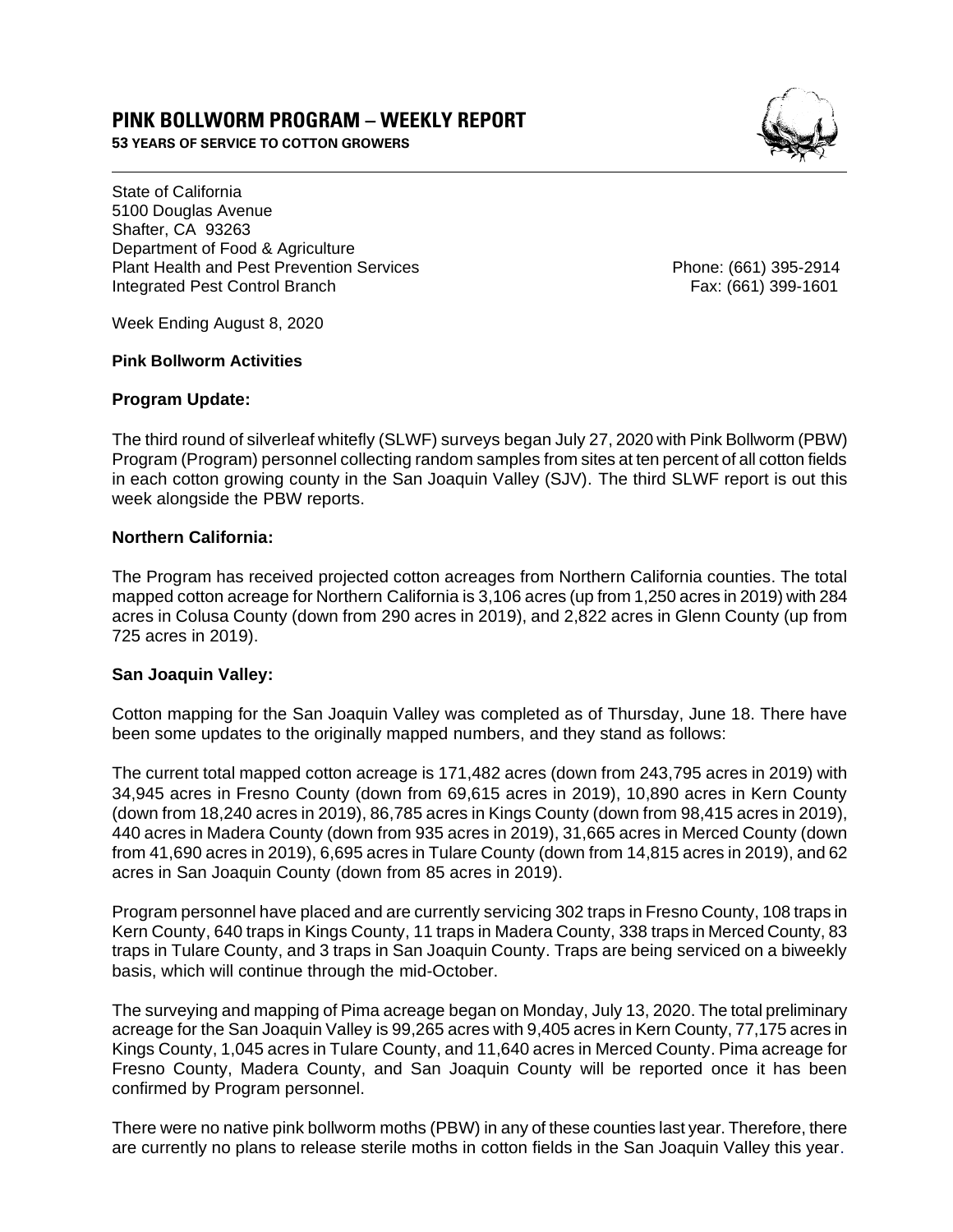# PINK BOLLWORM PROGRAM – WEEKLY REPORT

**53 YEARS OF SERVICE TO COTTON GROWERS**

State of California
5100 Douglas Avenue
Shafter, CA 93263
Department of Food & Agriculture
Plant Health and Pest Prevention Services
Integrated Pest Control Branch

Phone: (661) 395-2914
Fax: (661) 399-1601

Week Ending August 8, 2020

**Pink Bollworm Activities**

**Program Update:**

The third round of silverleaf whitefly (SLWF) surveys began July 27, 2020 with Pink Bollworm (PBW) Program (Program) personnel collecting random samples from sites at ten percent of all cotton fields in each cotton growing county in the San Joaquin Valley (SJV). The third SLWF report is out this week alongside the PBW reports.

**Northern California:**

The Program has received projected cotton acreages from Northern California counties. The total mapped cotton acreage for Northern California is 3,106 acres (up from 1,250 acres in 2019) with 284 acres in Colusa County (down from 290 acres in 2019), and 2,822 acres in Glenn County (up from 725 acres in 2019).

**San Joaquin Valley:**

Cotton mapping for the San Joaquin Valley was completed as of Thursday, June 18. There have been some updates to the originally mapped numbers, and they stand as follows:

The current total mapped cotton acreage is 171,482 acres (down from 243,795 acres in 2019) with 34,945 acres in Fresno County (down from 69,615 acres in 2019), 10,890 acres in Kern County (down from 18,240 acres in 2019), 86,785 acres in Kings County (down from 98,415 acres in 2019), 440 acres in Madera County (down from 935 acres in 2019), 31,665 acres in Merced County (down from 41,690 acres in 2019), 6,695 acres in Tulare County (down from 14,815 acres in 2019), and 62 acres in San Joaquin County (down from 85 acres in 2019).

Program personnel have placed and are currently servicing 302 traps in Fresno County, 108 traps in Kern County, 640 traps in Kings County, 11 traps in Madera County, 338 traps in Merced County, 83 traps in Tulare County, and 3 traps in San Joaquin County. Traps are being serviced on a biweekly basis, which will continue through the mid-October.

The surveying and mapping of Pima acreage began on Monday, July 13, 2020. The total preliminary acreage for the San Joaquin Valley is 99,265 acres with 9,405 acres in Kern County, 77,175 acres in Kings County, 1,045 acres in Tulare County, and 11,640 acres in Merced County. Pima acreage for Fresno County, Madera County, and San Joaquin County will be reported once it has been confirmed by Program personnel.

There were no native pink bollworm moths (PBW) in any of these counties last year. Therefore, there are currently no plans to release sterile moths in cotton fields in the San Joaquin Valley this year.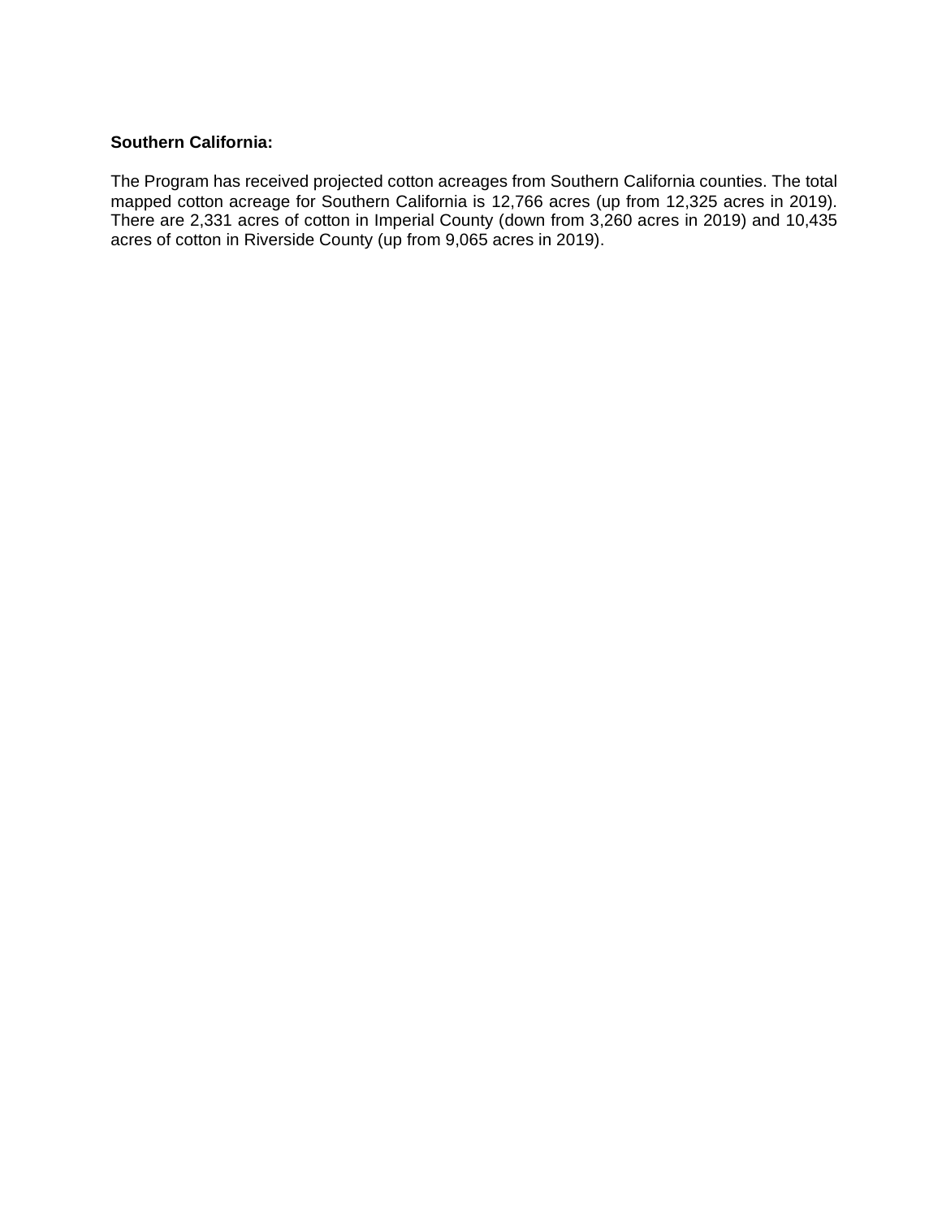**Southern California:**

The Program has received projected cotton acreages from Southern California counties. The total mapped cotton acreage for Southern California is 12,766 acres (up from 12,325 acres in 2019). There are 2,331 acres of cotton in Imperial County (down from 3,260 acres in 2019) and 10,435 acres of cotton in Riverside County (up from 9,065 acres in 2019).